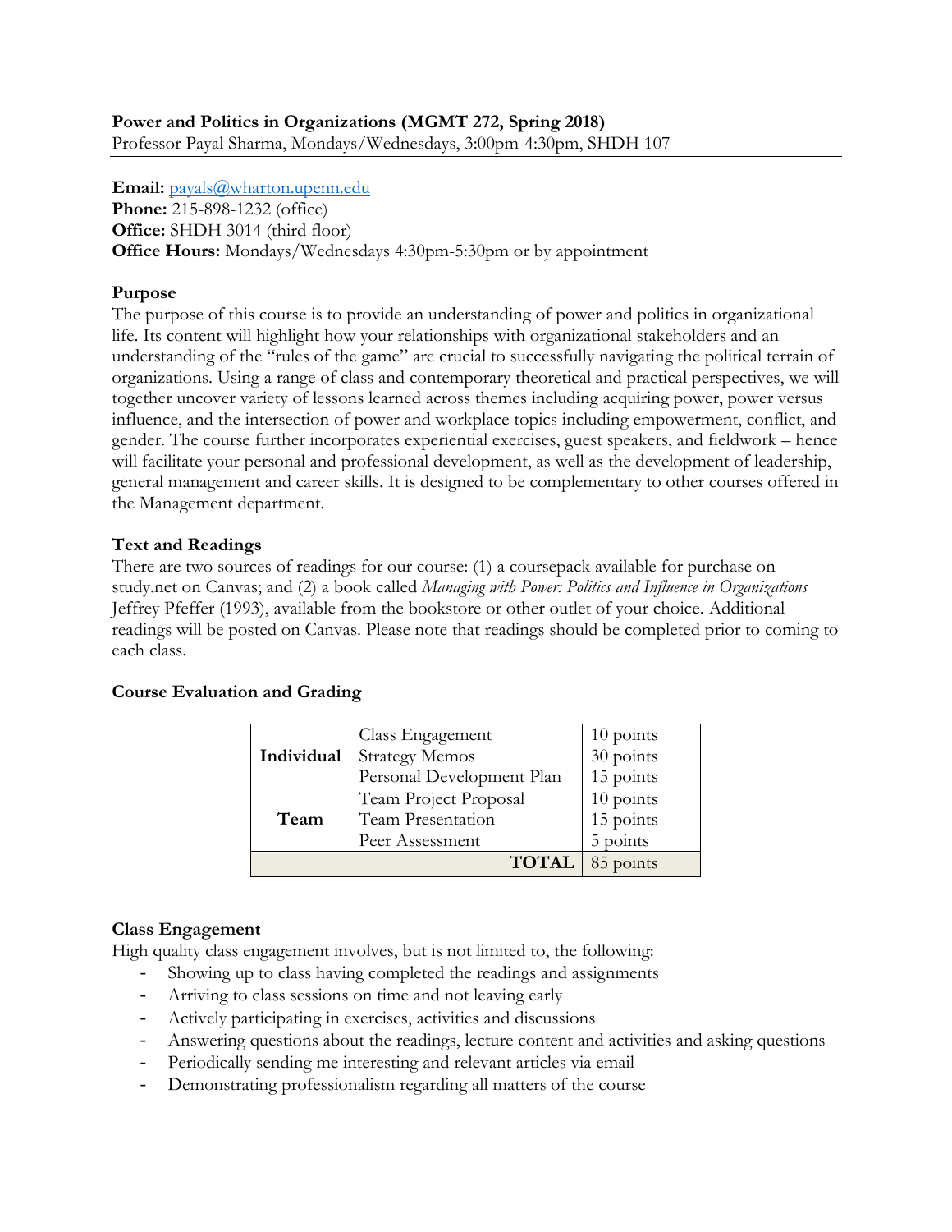**Power and Politics in Organizations (MGMT 272, Spring 2018)**
Professor Payal Sharma, Mondays/Wednesdays, 3:00pm-4:30pm, SHDH 107

**Email:** payals@wharton.upenn.edu
**Phone:** 215-898-1232 (office)
**Office:** SHDH 3014 (third floor)
**Office Hours:** Mondays/Wednesdays 4:30pm-5:30pm or by appointment

**Purpose**

The purpose of this course is to provide an understanding of power and politics in organizational life. Its content will highlight how your relationships with organizational stakeholders and an understanding of the "rules of the game" are crucial to successfully navigating the political terrain of organizations. Using a range of class and contemporary theoretical and practical perspectives, we will together uncover variety of lessons learned across themes including acquiring power, power versus influence, and the intersection of power and workplace topics including empowerment, conflict, and gender. The course further incorporates experiential exercises, guest speakers, and fieldwork – hence will facilitate your personal and professional development, as well as the development of leadership, general management and career skills. It is designed to be complementary to other courses offered in the Management department.

**Text and Readings**

There are two sources of readings for our course: (1) a coursepack available for purchase on study.net on Canvas; and (2) a book called *Managing with Power: Politics and Influence in Organizations* Jeffrey Pfeffer (1993), available from the bookstore or other outlet of your choice. Additional readings will be posted on Canvas. Please note that readings should be completed prior to coming to each class.

**Course Evaluation and Grading**

| | | |
|---|---|---|
| **Individual** | Class Engagement | 10 points |
| | Strategy Memos | 30 points |
| | Personal Development Plan | 15 points |
| **Team** | Team Project Proposal | 10 points |
| | Team Presentation | 15 points |
| | Peer Assessment | 5 points |
| | **TOTAL** | 85 points |

**Class Engagement**

High quality class engagement involves, but is not limited to, the following:

- Showing up to class having completed the readings and assignments
- Arriving to class sessions on time and not leaving early
- Actively participating in exercises, activities and discussions
- Answering questions about the readings, lecture content and activities and asking questions
- Periodically sending me interesting and relevant articles via email
- Demonstrating professionalism regarding all matters of the course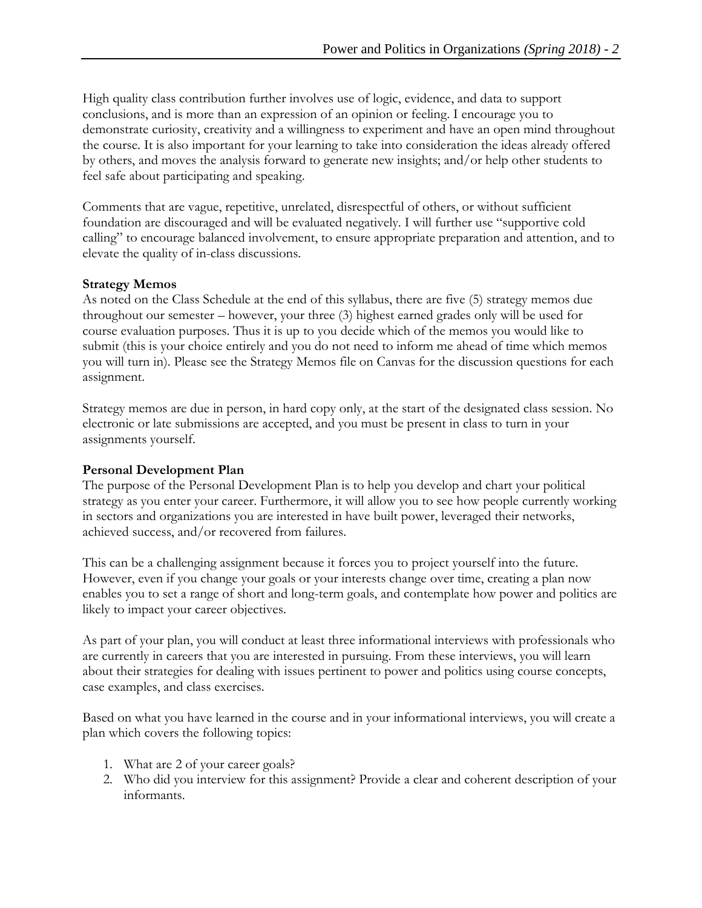High quality class contribution further involves use of logic, evidence, and data to support conclusions, and is more than an expression of an opinion or feeling. I encourage you to demonstrate curiosity, creativity and a willingness to experiment and have an open mind throughout the course. It is also important for your learning to take into consideration the ideas already offered by others, and moves the analysis forward to generate new insights; and/or help other students to feel safe about participating and speaking.

Comments that are vague, repetitive, unrelated, disrespectful of others, or without sufficient foundation are discouraged and will be evaluated negatively. I will further use "supportive cold calling" to encourage balanced involvement, to ensure appropriate preparation and attention, and to elevate the quality of in-class discussions.

**Strategy Memos**

As noted on the Class Schedule at the end of this syllabus, there are five (5) strategy memos due throughout our semester – however, your three (3) highest earned grades only will be used for course evaluation purposes. Thus it is up to you decide which of the memos you would like to submit (this is your choice entirely and you do not need to inform me ahead of time which memos you will turn in). Please see the Strategy Memos file on Canvas for the discussion questions for each assignment.

Strategy memos are due in person, in hard copy only, at the start of the designated class session. No electronic or late submissions are accepted, and you must be present in class to turn in your assignments yourself.

**Personal Development Plan**

The purpose of the Personal Development Plan is to help you develop and chart your political strategy as you enter your career. Furthermore, it will allow you to see how people currently working in sectors and organizations you are interested in have built power, leveraged their networks, achieved success, and/or recovered from failures.

This can be a challenging assignment because it forces you to project yourself into the future. However, even if you change your goals or your interests change over time, creating a plan now enables you to set a range of short and long-term goals, and contemplate how power and politics are likely to impact your career objectives.

As part of your plan, you will conduct at least three informational interviews with professionals who are currently in careers that you are interested in pursuing. From these interviews, you will learn about their strategies for dealing with issues pertinent to power and politics using course concepts, case examples, and class exercises.

Based on what you have learned in the course and in your informational interviews, you will create a plan which covers the following topics:

1. What are 2 of your career goals?
2. Who did you interview for this assignment? Provide a clear and coherent description of your informants.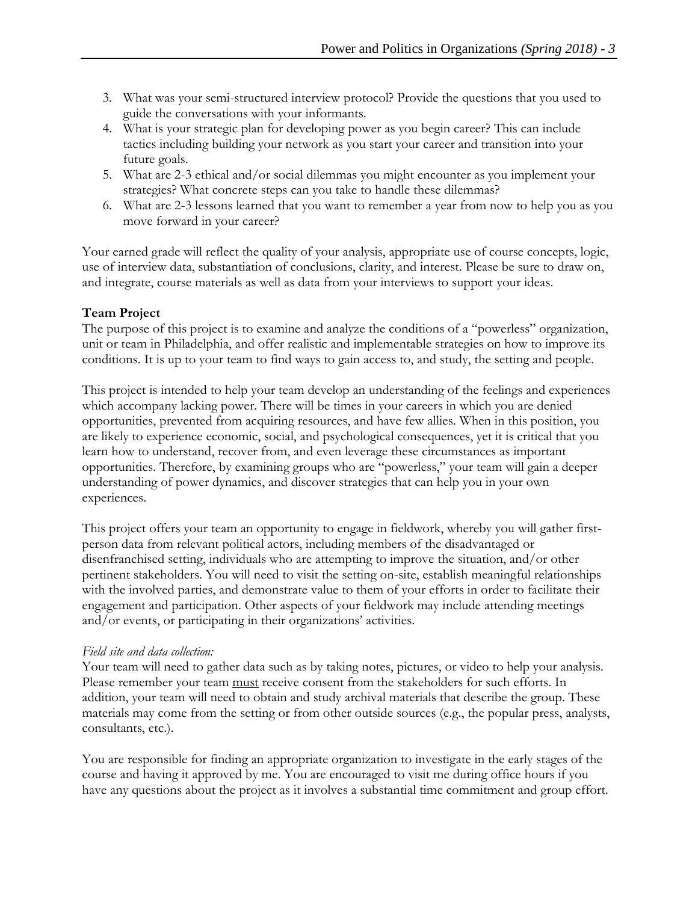3. What was your semi-structured interview protocol? Provide the questions that you used to guide the conversations with your informants.
4. What is your strategic plan for developing power as you begin career? This can include tactics including building your network as you start your career and transition into your future goals.
5. What are 2-3 ethical and/or social dilemmas you might encounter as you implement your strategies? What concrete steps can you take to handle these dilemmas?
6. What are 2-3 lessons learned that you want to remember a year from now to help you as you move forward in your career?

Your earned grade will reflect the quality of your analysis, appropriate use of course concepts, logic, use of interview data, substantiation of conclusions, clarity, and interest. Please be sure to draw on, and integrate, course materials as well as data from your interviews to support your ideas.

**Team Project**

The purpose of this project is to examine and analyze the conditions of a "powerless" organization, unit or team in Philadelphia, and offer realistic and implementable strategies on how to improve its conditions. It is up to your team to find ways to gain access to, and study, the setting and people.

This project is intended to help your team develop an understanding of the feelings and experiences which accompany lacking power. There will be times in your careers in which you are denied opportunities, prevented from acquiring resources, and have few allies. When in this position, you are likely to experience economic, social, and psychological consequences, yet it is critical that you learn how to understand, recover from, and even leverage these circumstances as important opportunities. Therefore, by examining groups who are "powerless," your team will gain a deeper understanding of power dynamics, and discover strategies that can help you in your own experiences.

This project offers your team an opportunity to engage in fieldwork, whereby you will gather first-person data from relevant political actors, including members of the disadvantaged or disenfranchised setting, individuals who are attempting to improve the situation, and/or other pertinent stakeholders. You will need to visit the setting on-site, establish meaningful relationships with the involved parties, and demonstrate value to them of your efforts in order to facilitate their engagement and participation. Other aspects of your fieldwork may include attending meetings and/or events, or participating in their organizations' activities.

*Field site and data collection:*

Your team will need to gather data such as by taking notes, pictures, or video to help your analysis. Please remember your team <u>must</u> receive consent from the stakeholders for such efforts. In addition, your team will need to obtain and study archival materials that describe the group. These materials may come from the setting or from other outside sources (e.g., the popular press, analysts, consultants, etc.).

You are responsible for finding an appropriate organization to investigate in the early stages of the course and having it approved by me. You are encouraged to visit me during office hours if you have any questions about the project as it involves a substantial time commitment and group effort.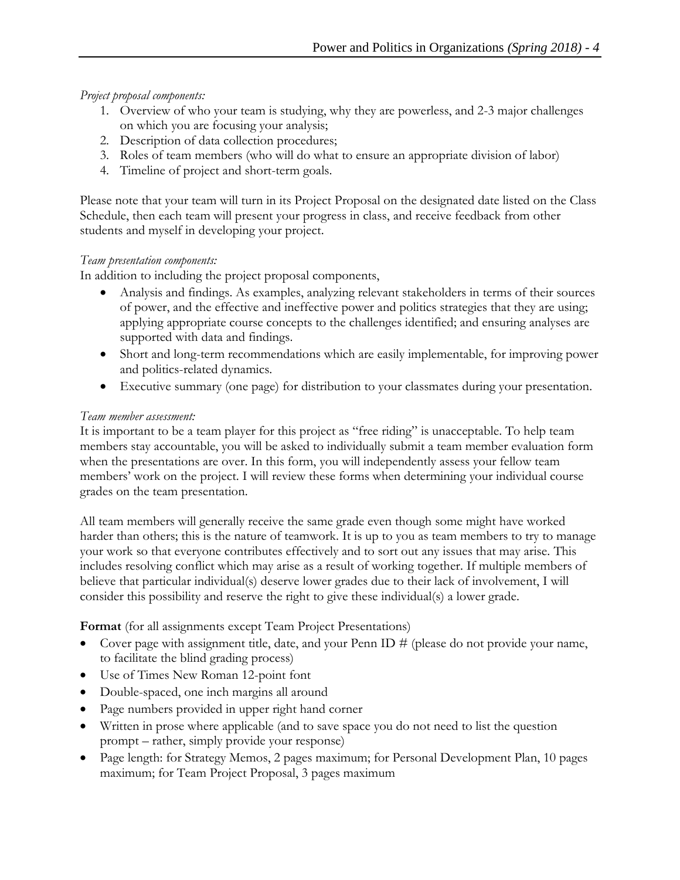*Project proposal components:*

1. Overview of who your team is studying, why they are powerless, and 2-3 major challenges on which you are focusing your analysis;
2. Description of data collection procedures;
3. Roles of team members (who will do what to ensure an appropriate division of labor)
4. Timeline of project and short-term goals.

Please note that your team will turn in its Project Proposal on the designated date listed on the Class Schedule, then each team will present your progress in class, and receive feedback from other students and myself in developing your project.

*Team presentation components:*

In addition to including the project proposal components,

- Analysis and findings. As examples, analyzing relevant stakeholders in terms of their sources of power, and the effective and ineffective power and politics strategies that they are using; applying appropriate course concepts to the challenges identified; and ensuring analyses are supported with data and findings.
- Short and long-term recommendations which are easily implementable, for improving power and politics-related dynamics.
- Executive summary (one page) for distribution to your classmates during your presentation.

*Team member assessment:*

It is important to be a team player for this project as "free riding" is unacceptable. To help team members stay accountable, you will be asked to individually submit a team member evaluation form when the presentations are over. In this form, you will independently assess your fellow team members' work on the project. I will review these forms when determining your individual course grades on the team presentation.

All team members will generally receive the same grade even though some might have worked harder than others; this is the nature of teamwork. It is up to you as team members to try to manage your work so that everyone contributes effectively and to sort out any issues that may arise. This includes resolving conflict which may arise as a result of working together. If multiple members of believe that particular individual(s) deserve lower grades due to their lack of involvement, I will consider this possibility and reserve the right to give these individual(s) a lower grade.

**Format** (for all assignments except Team Project Presentations)

- Cover page with assignment title, date, and your Penn ID # (please do not provide your name, to facilitate the blind grading process)
- Use of Times New Roman 12-point font
- Double-spaced, one inch margins all around
- Page numbers provided in upper right hand corner
- Written in prose where applicable (and to save space you do not need to list the question prompt – rather, simply provide your response)
- Page length: for Strategy Memos, 2 pages maximum; for Personal Development Plan, 10 pages maximum; for Team Project Proposal, 3 pages maximum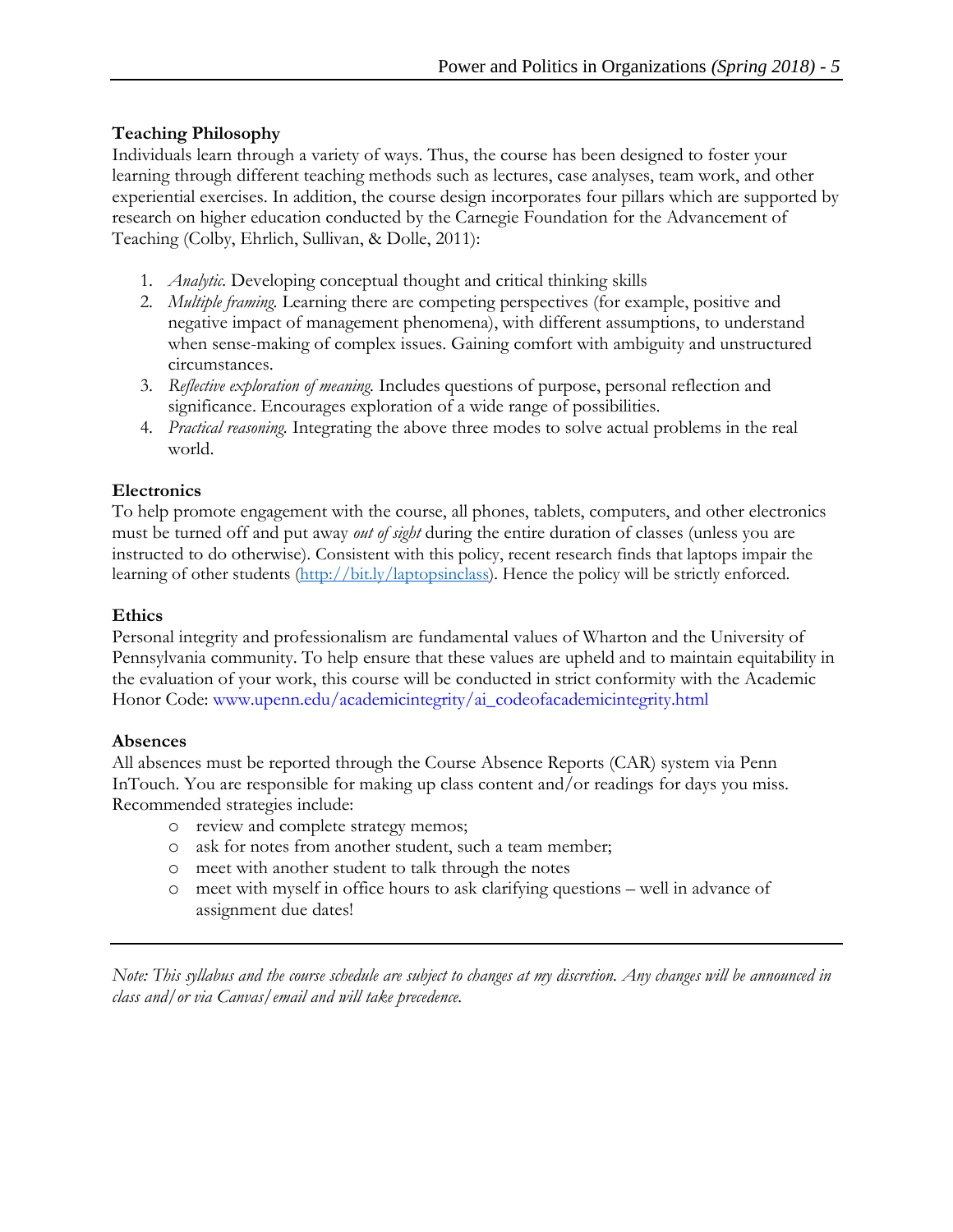### Teaching Philosophy

Individuals learn through a variety of ways. Thus, the course has been designed to foster your learning through different teaching methods such as lectures, case analyses, team work, and other experiential exercises. In addition, the course design incorporates four pillars which are supported by research on higher education conducted by the Carnegie Foundation for the Advancement of Teaching (Colby, Ehrlich, Sullivan, & Dolle, 2011):

1. *Analytic.* Developing conceptual thought and critical thinking skills
2. *Multiple framing.* Learning there are competing perspectives (for example, positive and negative impact of management phenomena), with different assumptions, to understand when sense-making of complex issues. Gaining comfort with ambiguity and unstructured circumstances.
3. *Reflective exploration of meaning.* Includes questions of purpose, personal reflection and significance. Encourages exploration of a wide range of possibilities.
4. *Practical reasoning.* Integrating the above three modes to solve actual problems in the real world.

### Electronics

To help promote engagement with the course, all phones, tablets, computers, and other electronics must be turned off and put away *out of sight* during the entire duration of classes (unless you are instructed to do otherwise). Consistent with this policy, recent research finds that laptops impair the learning of other students (http://bit.ly/laptopsinclass). Hence the policy will be strictly enforced.

### Ethics

Personal integrity and professionalism are fundamental values of Wharton and the University of Pennsylvania community. To help ensure that these values are upheld and to maintain equitability in the evaluation of your work, this course will be conducted in strict conformity with the Academic Honor Code: www.upenn.edu/academicintegrity/ai_codeofacademicintegrity.html

### Absences

All absences must be reported through the Course Absence Reports (CAR) system via Penn InTouch. You are responsible for making up class content and/or readings for days you miss. Recommended strategies include:

- review and complete strategy memos;
- ask for notes from another student, such a team member;
- meet with another student to talk through the notes
- meet with myself in office hours to ask clarifying questions – well in advance of assignment due dates!

---

*Note: This syllabus and the course schedule are subject to changes at my discretion. Any changes will be announced in class and/or via Canvas/email and will take precedence.*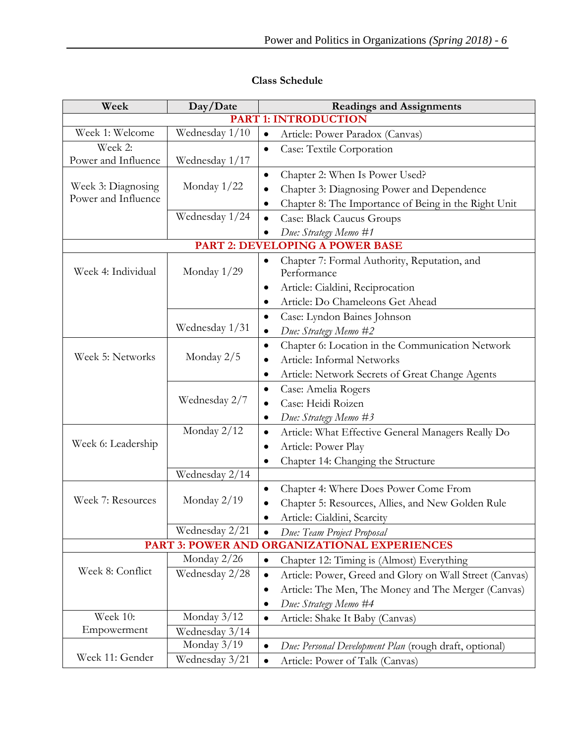## Class Schedule

| Week | Day/Date | Readings and Assignments |
|---|---|---|
| **PART 1: INTRODUCTION** | | |
| Week 1: Welcome | Wednesday 1/10 | • Article: Power Paradox (Canvas) |
| Week 2: Power and Influence | Wednesday 1/17 | • Case: Textile Corporation |
| Week 3: Diagnosing Power and Influence | Monday 1/22 | • Chapter 2: When Is Power Used?<br>• Chapter 3: Diagnosing Power and Dependence<br>• Chapter 8: The Importance of Being in the Right Unit |
| | Wednesday 1/24 | • Case: Black Caucus Groups<br>• *Due: Strategy Memo #1* |
| **PART 2: DEVELOPING A POWER BASE** | | |
| Week 4: Individual | Monday 1/29 | • Chapter 7: Formal Authority, Reputation, and Performance<br>• Article: Cialdini, Reciprocation<br>• Article: Do Chameleons Get Ahead |
| | Wednesday 1/31 | • Case: Lyndon Baines Johnson<br>• *Due: Strategy Memo #2* |
| Week 5: Networks | Monday 2/5 | • Chapter 6: Location in the Communication Network<br>• Article: Informal Networks<br>• Article: Network Secrets of Great Change Agents |
| | Wednesday 2/7 | • Case: Amelia Rogers<br>• Case: Heidi Roizen<br>• *Due: Strategy Memo #3* |
| Week 6: Leadership | Monday 2/12 | • Article: What Effective General Managers Really Do<br>• Article: Power Play<br>• Chapter 14: Changing the Structure |
| | Wednesday 2/14 | |
| Week 7: Resources | Monday 2/19 | • Chapter 4: Where Does Power Come From<br>• Chapter 5: Resources, Allies, and New Golden Rule<br>• Article: Cialdini, Scarcity |
| | Wednesday 2/21 | • *Due: Team Project Proposal* |
| **PART 3: POWER AND ORGANIZATIONAL EXPERIENCES** | | |
| Week 8: Conflict | Monday 2/26 | • Chapter 12: Timing is (Almost) Everything |
| | Wednesday 2/28 | • Article: Power, Greed and Glory on Wall Street (Canvas)<br>• Article: The Men, The Money and The Merger (Canvas)<br>• *Due: Strategy Memo #4* |
| Week 10: Empowerment | Monday 3/12 | • Article: Shake It Baby (Canvas) |
| | Wednesday 3/14 | |
| Week 11: Gender | Monday 3/19 | • *Due: Personal Development Plan* (rough draft, optional) |
| | Wednesday 3/21 | • Article: Power of Talk (Canvas) |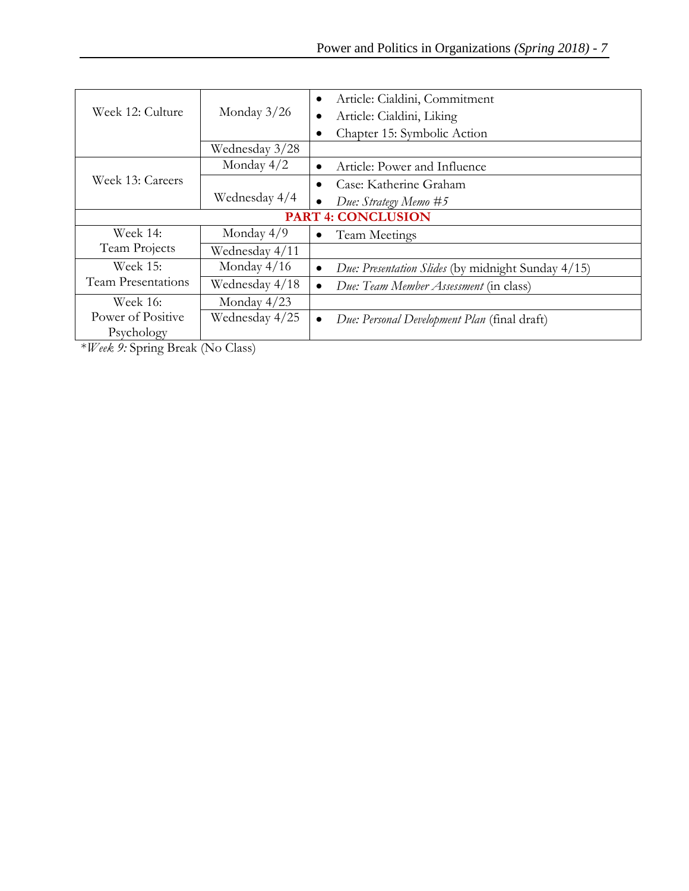| | | |
|---|---|---|
| Week 12: Culture | Monday 3/26 | • Article: Cialdini, Commitment<br>• Article: Cialdini, Liking<br>• Chapter 15: Symbolic Action |
| | Wednesday 3/28 | |
| Week 13: Careers | Monday 4/2 | • Article: Power and Influence |
| | Wednesday 4/4 | • Case: Katherine Graham<br>• *Due: Strategy Memo #5* |
| **PART 4: CONCLUSION** | | |
| Week 14: Team Projects | Monday 4/9 | • Team Meetings |
| | Wednesday 4/11 | |
| Week 15: Team Presentations | Monday 4/16 | • *Due: Presentation Slides* (by midnight Sunday 4/15) |
| | Wednesday 4/18 | • *Due: Team Member Assessment* (in class) |
| Week 16: Power of Positive Psychology | Monday 4/23 | |
| | Wednesday 4/25 | • *Due: Personal Development Plan* (final draft) |

\**Week 9:* Spring Break (No Class)